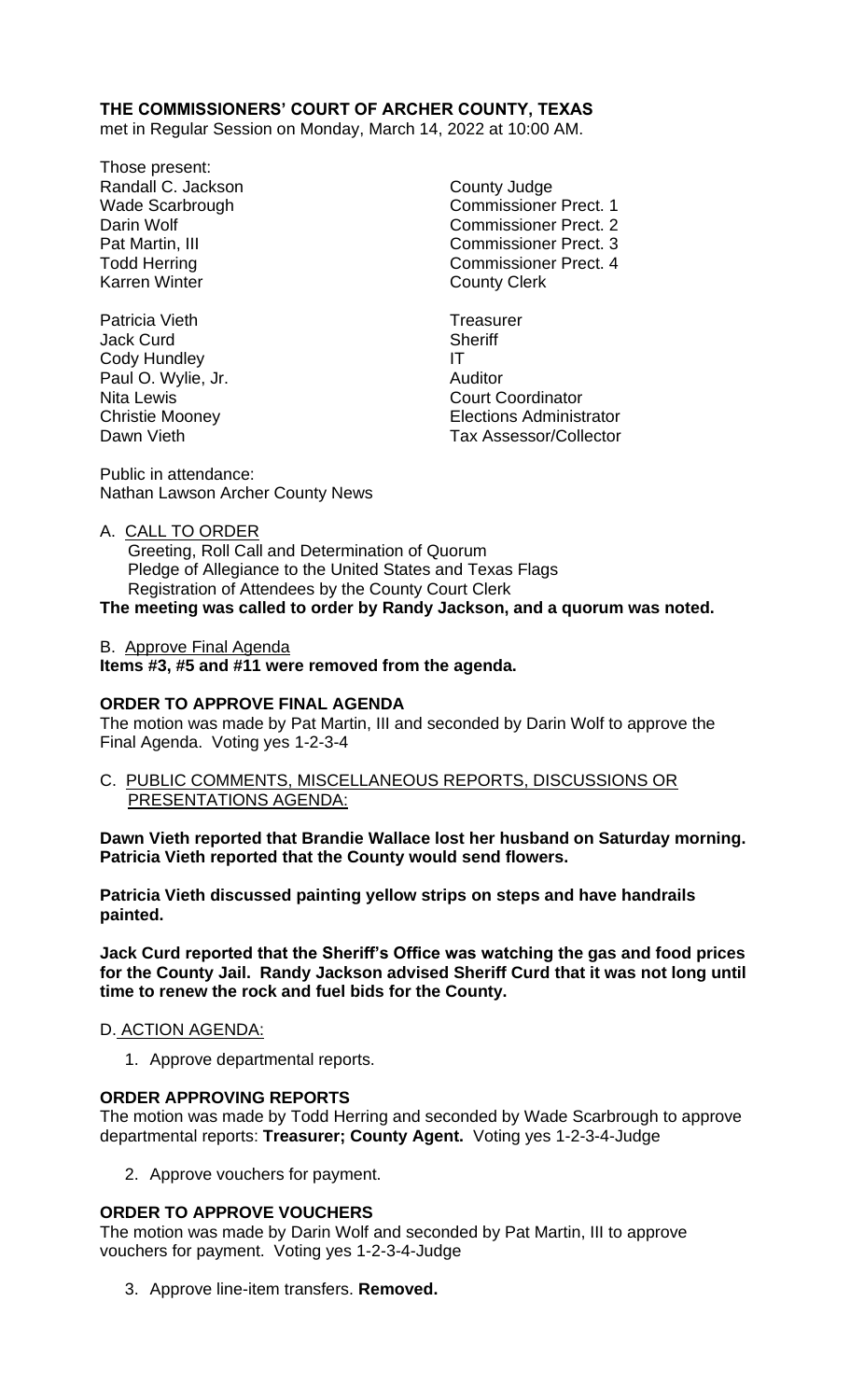**THE COMMISSIONERS' COURT OF ARCHER COUNTY, TEXAS**
met in Regular Session on Monday, March 14, 2022 at 10:00 AM.

Those present:

| | |
|---|---|
| Randall C. Jackson | County Judge |
| Wade Scarbrough | Commissioner Prect. 1 |
| Darin Wolf | Commissioner Prect. 2 |
| Pat Martin, III | Commissioner Prect. 3 |
| Todd Herring | Commissioner Prect. 4 |
| Karren Winter | County Clerk |
| | |
| Patricia Vieth | Treasurer |
| Jack Curd | Sheriff |
| Cody Hundley | IT |
| Paul O. Wylie, Jr. | Auditor |
| Nita Lewis | Court Coordinator |
| Christie Mooney | Elections Administrator |
| Dawn Vieth | Tax Assessor/Collector |

Public in attendance:
Nathan Lawson Archer County News

A. CALL TO ORDER
   Greeting, Roll Call and Determination of Quorum
   Pledge of Allegiance to the United States and Texas Flags
   Registration of Attendees by the County Court Clerk

**The meeting was called to order by Randy Jackson, and a quorum was noted.**

B. Approve Final Agenda

**Items #3, #5 and #11 were removed from the agenda.**

**ORDER TO APPROVE FINAL AGENDA**

The motion was made by Pat Martin, III and seconded by Darin Wolf to approve the Final Agenda. Voting yes 1-2-3-4

C. PUBLIC COMMENTS, MISCELLANEOUS REPORTS, DISCUSSIONS OR PRESENTATIONS AGENDA:

**Dawn Vieth reported that Brandie Wallace lost her husband on Saturday morning. Patricia Vieth reported that the County would send flowers.**

**Patricia Vieth discussed painting yellow strips on steps and have handrails painted.**

**Jack Curd reported that the Sheriff's Office was watching the gas and food prices for the County Jail. Randy Jackson advised Sheriff Curd that it was not long until time to renew the rock and fuel bids for the County.**

D. ACTION AGENDA:

1. Approve departmental reports.

**ORDER APPROVING REPORTS**

The motion was made by Todd Herring and seconded by Wade Scarbrough to approve departmental reports: **Treasurer; County Agent.** Voting yes 1-2-3-4-Judge

2. Approve vouchers for payment.

**ORDER TO APPROVE VOUCHERS**

The motion was made by Darin Wolf and seconded by Pat Martin, III to approve vouchers for payment. Voting yes 1-2-3-4-Judge

3. Approve line-item transfers. **Removed.**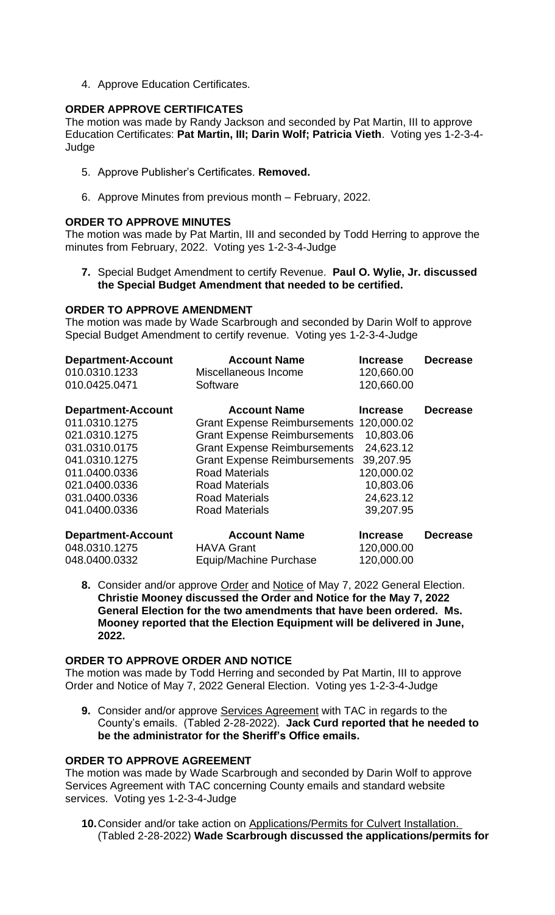4. Approve Education Certificates.

**ORDER APPROVE CERTIFICATES**

The motion was made by Randy Jackson and seconded by Pat Martin, III to approve Education Certificates: **Pat Martin, III; Darin Wolf; Patricia Vieth**. Voting yes 1-2-3-4-Judge

5. Approve Publisher's Certificates. **Removed.**

6. Approve Minutes from previous month – February, 2022.

**ORDER TO APPROVE MINUTES**

The motion was made by Pat Martin, III and seconded by Todd Herring to approve the minutes from February, 2022. Voting yes 1-2-3-4-Judge

7. Special Budget Amendment to certify Revenue. **Paul O. Wylie, Jr. discussed the Special Budget Amendment that needed to be certified.**

**ORDER TO APPROVE AMENDMENT**

The motion was made by Wade Scarbrough and seconded by Darin Wolf to approve Special Budget Amendment to certify revenue. Voting yes 1-2-3-4-Judge

| Department-Account | Account Name | Increase | Decrease |
|---|---|---|---|
| 010.0310.1233 | Miscellaneous Income | 120,660.00 | |
| 010.0425.0471 | Software | 120,660.00 | |

| Department-Account | Account Name | Increase | Decrease |
|---|---|---|---|
| 011.0310.1275 | Grant Expense Reimbursements | 120,000.02 | |
| 021.0310.1275 | Grant Expense Reimbursements | 10,803.06 | |
| 031.0310.0175 | Grant Expense Reimbursements | 24,623.12 | |
| 041.0310.1275 | Grant Expense Reimbursements | 39,207.95 | |
| 011.0400.0336 | Road Materials | 120,000.02 | |
| 021.0400.0336 | Road Materials | 10,803.06 | |
| 031.0400.0336 | Road Materials | 24,623.12 | |
| 041.0400.0336 | Road Materials | 39,207.95 | |

| Department-Account | Account Name | Increase | Decrease |
|---|---|---|---|
| 048.0310.1275 | HAVA Grant | 120,000.00 | |
| 048.0400.0332 | Equip/Machine Purchase | 120,000.00 | |

8. Consider and/or approve Order and Notice of May 7, 2022 General Election. **Christie Mooney discussed the Order and Notice for the May 7, 2022 General Election for the two amendments that have been ordered. Ms. Mooney reported that the Election Equipment will be delivered in June, 2022.**

**ORDER TO APPROVE ORDER AND NOTICE**

The motion was made by Todd Herring and seconded by Pat Martin, III to approve Order and Notice of May 7, 2022 General Election. Voting yes 1-2-3-4-Judge

9. Consider and/or approve Services Agreement with TAC in regards to the County's emails. (Tabled 2-28-2022). **Jack Curd reported that he needed to be the administrator for the Sheriff's Office emails.**

**ORDER TO APPROVE AGREEMENT**

The motion was made by Wade Scarbrough and seconded by Darin Wolf to approve Services Agreement with TAC concerning County emails and standard website services. Voting yes 1-2-3-4-Judge

10. Consider and/or take action on Applications/Permits for Culvert Installation. (Tabled 2-28-2022) **Wade Scarbrough discussed the applications/permits for**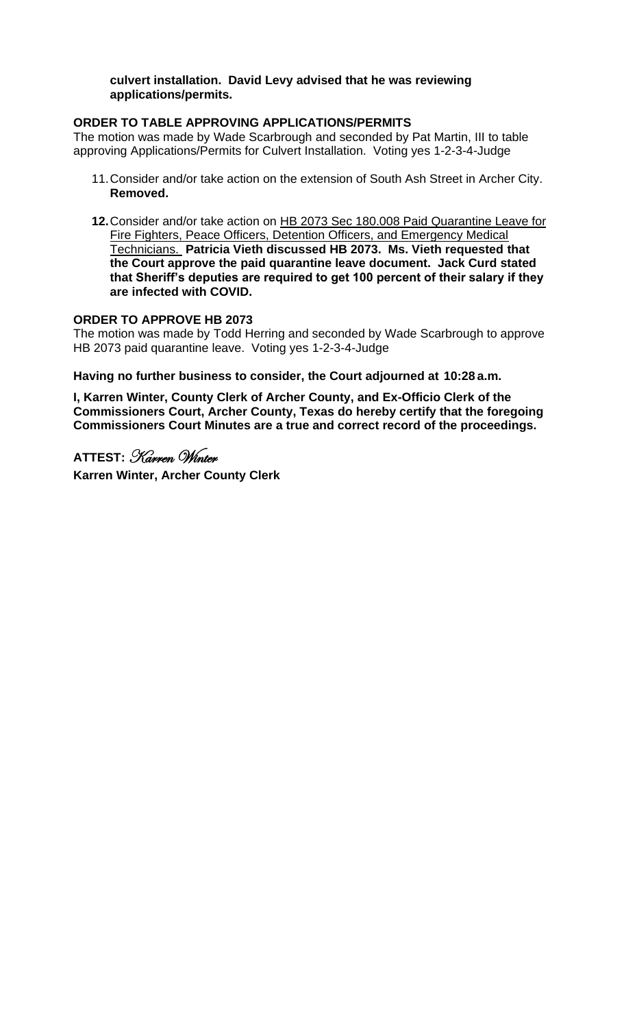**culvert installation. David Levy advised that he was reviewing applications/permits.**

**ORDER TO TABLE APPROVING APPLICATIONS/PERMITS**

The motion was made by Wade Scarbrough and seconded by Pat Martin, III to table approving Applications/Permits for Culvert Installation. Voting yes 1-2-3-4-Judge

11. Consider and/or take action on the extension of South Ash Street in Archer City. **Removed.**

12. Consider and/or take action on HB 2073 Sec 180.008 Paid Quarantine Leave for Fire Fighters, Peace Officers, Detention Officers, and Emergency Medical Technicians. **Patricia Vieth discussed HB 2073. Ms. Vieth requested that the Court approve the paid quarantine leave document. Jack Curd stated that Sheriff's deputies are required to get 100 percent of their salary if they are infected with COVID.**

**ORDER TO APPROVE HB 2073**

The motion was made by Todd Herring and seconded by Wade Scarbrough to approve HB 2073 paid quarantine leave. Voting yes 1-2-3-4-Judge

**Having no further business to consider, the Court adjourned at 10:28 a.m.**

**I, Karren Winter, County Clerk of Archer County, and Ex-Officio Clerk of the Commissioners Court, Archer County, Texas do hereby certify that the foregoing Commissioners Court Minutes are a true and correct record of the proceedings.**

**ATTEST:** *Karren Winter*

**Karren Winter, Archer County Clerk**